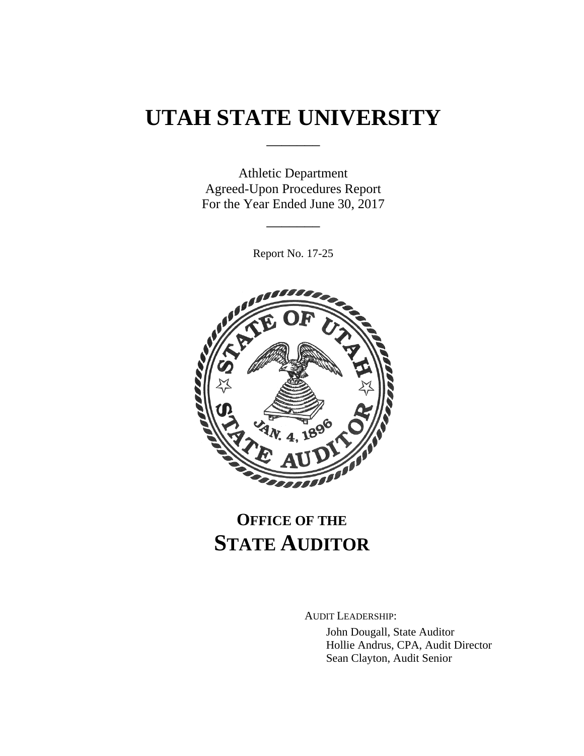# UTAH STATE UNIVERSITY

---

Athletic Department
Agreed-Upon Procedures Report
For the Year Ended June 30, 2017

---

Report No. 17-25

## OFFICE OF THE STATE AUDITOR

AUDIT LEADERSHIP:

John Dougall, State Auditor
Hollie Andrus, CPA, Audit Director
Sean Clayton, Audit Senior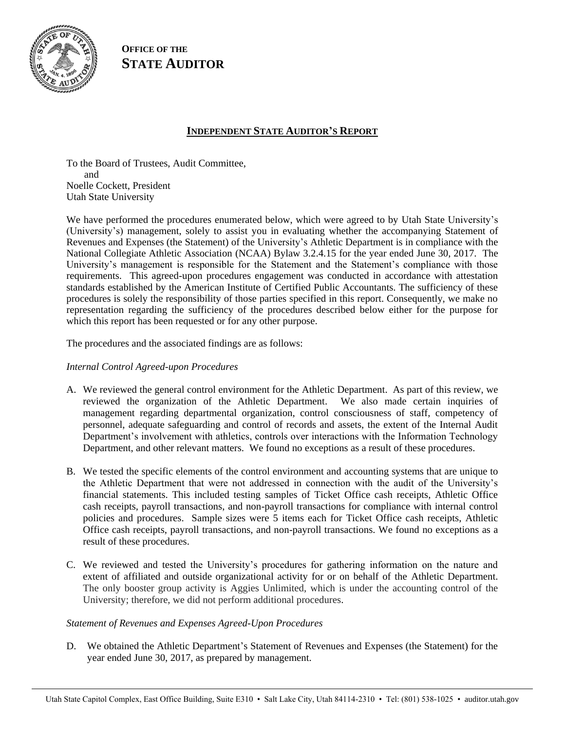**OFFICE OF THE**
**STATE AUDITOR**

## INDEPENDENT STATE AUDITOR'S REPORT

To the Board of Trustees, Audit Committee,
and
Noelle Cockett, President
Utah State University

We have performed the procedures enumerated below, which were agreed to by Utah State University's (University's) management, solely to assist you in evaluating whether the accompanying Statement of Revenues and Expenses (the Statement) of the University's Athletic Department is in compliance with the National Collegiate Athletic Association (NCAA) Bylaw 3.2.4.15 for the year ended June 30, 2017. The University's management is responsible for the Statement and the Statement's compliance with those requirements. This agreed-upon procedures engagement was conducted in accordance with attestation standards established by the American Institute of Certified Public Accountants. The sufficiency of these procedures is solely the responsibility of those parties specified in this report. Consequently, we make no representation regarding the sufficiency of the procedures described below either for the purpose for which this report has been requested or for any other purpose.

The procedures and the associated findings are as follows:

*Internal Control Agreed-upon Procedures*

A. We reviewed the general control environment for the Athletic Department. As part of this review, we reviewed the organization of the Athletic Department. We also made certain inquiries of management regarding departmental organization, control consciousness of staff, competency of personnel, adequate safeguarding and control of records and assets, the extent of the Internal Audit Department's involvement with athletics, controls over interactions with the Information Technology Department, and other relevant matters. We found no exceptions as a result of these procedures.

B. We tested the specific elements of the control environment and accounting systems that are unique to the Athletic Department that were not addressed in connection with the audit of the University's financial statements. This included testing samples of Ticket Office cash receipts, Athletic Office cash receipts, payroll transactions, and non-payroll transactions for compliance with internal control policies and procedures. Sample sizes were 5 items each for Ticket Office cash receipts, Athletic Office cash receipts, payroll transactions, and non-payroll transactions. We found no exceptions as a result of these procedures.

C. We reviewed and tested the University's procedures for gathering information on the nature and extent of affiliated and outside organizational activity for or on behalf of the Athletic Department. The only booster group activity is Aggies Unlimited, which is under the accounting control of the University; therefore, we did not perform additional procedures.

*Statement of Revenues and Expenses Agreed-Upon Procedures*

D. We obtained the Athletic Department's Statement of Revenues and Expenses (the Statement) for the year ended June 30, 2017, as prepared by management.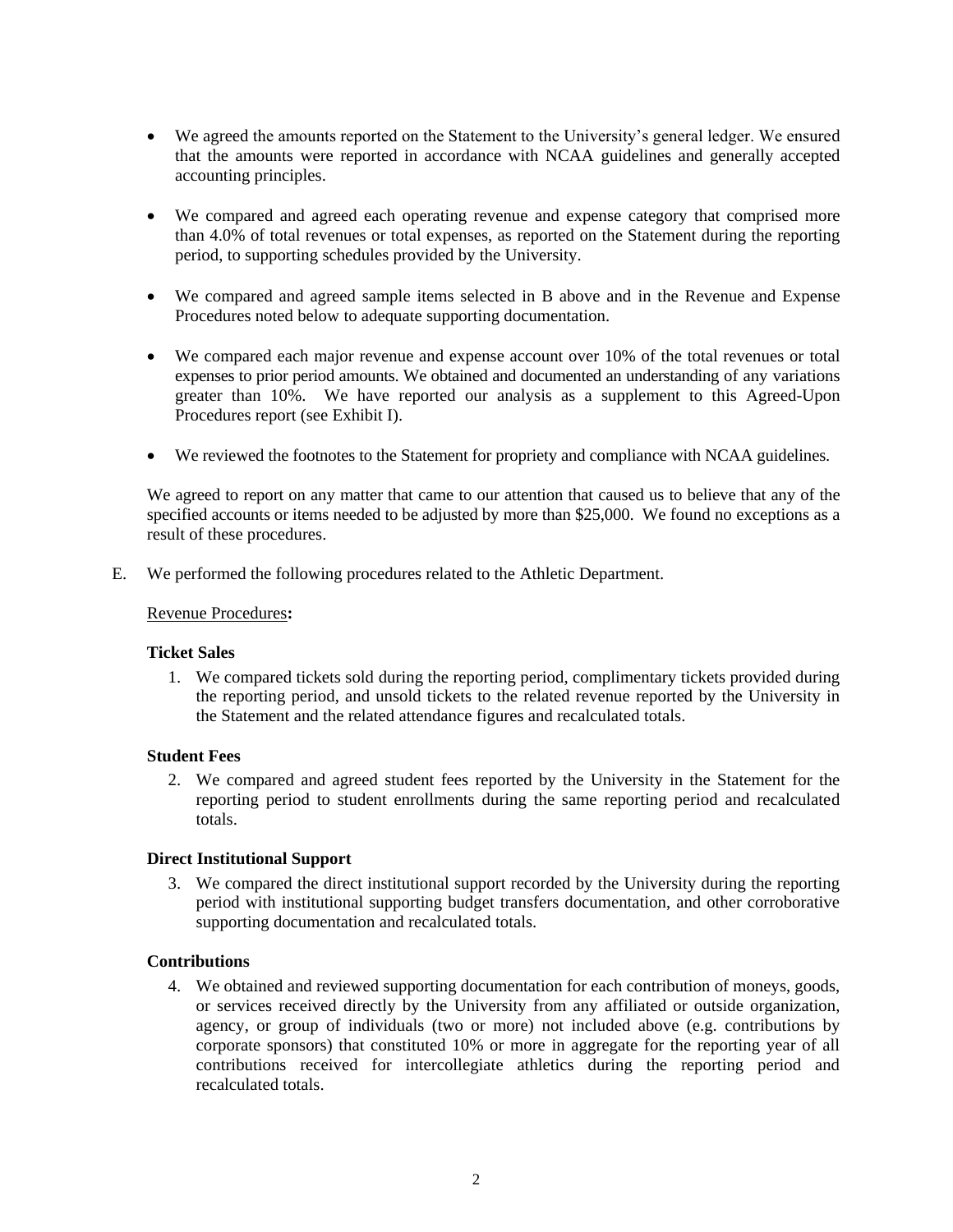- We agreed the amounts reported on the Statement to the University's general ledger. We ensured that the amounts were reported in accordance with NCAA guidelines and generally accepted accounting principles.

- We compared and agreed each operating revenue and expense category that comprised more than 4.0% of total revenues or total expenses, as reported on the Statement during the reporting period, to supporting schedules provided by the University.

- We compared and agreed sample items selected in B above and in the Revenue and Expense Procedures noted below to adequate supporting documentation.

- We compared each major revenue and expense account over 10% of the total revenues or total expenses to prior period amounts. We obtained and documented an understanding of any variations greater than 10%. We have reported our analysis as a supplement to this Agreed-Upon Procedures report (see Exhibit I).

- We reviewed the footnotes to the Statement for propriety and compliance with NCAA guidelines.

We agreed to report on any matter that came to our attention that caused us to believe that any of the specified accounts or items needed to be adjusted by more than $25,000. We found no exceptions as a result of these procedures.

E. We performed the following procedures related to the Athletic Department.

Revenue Procedures**:**

**Ticket Sales**

1. We compared tickets sold during the reporting period, complimentary tickets provided during the reporting period, and unsold tickets to the related revenue reported by the University in the Statement and the related attendance figures and recalculated totals.

**Student Fees**

2. We compared and agreed student fees reported by the University in the Statement for the reporting period to student enrollments during the same reporting period and recalculated totals.

**Direct Institutional Support**

3. We compared the direct institutional support recorded by the University during the reporting period with institutional supporting budget transfers documentation, and other corroborative supporting documentation and recalculated totals.

**Contributions**

4. We obtained and reviewed supporting documentation for each contribution of moneys, goods, or services received directly by the University from any affiliated or outside organization, agency, or group of individuals (two or more) not included above (e.g. contributions by corporate sponsors) that constituted 10% or more in aggregate for the reporting year of all contributions received for intercollegiate athletics during the reporting period and recalculated totals.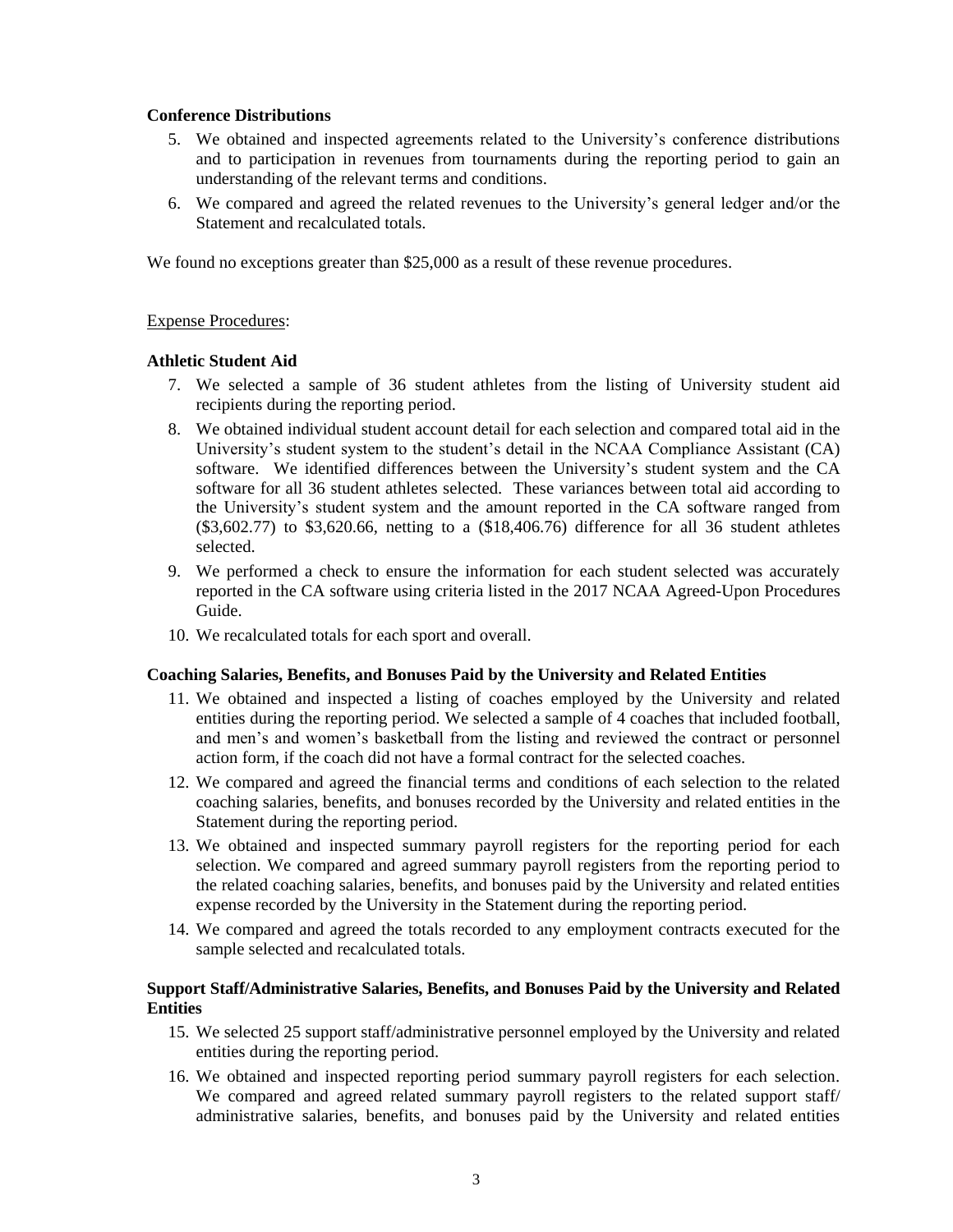**Conference Distributions**

5. We obtained and inspected agreements related to the University's conference distributions and to participation in revenues from tournaments during the reporting period to gain an understanding of the relevant terms and conditions.
6. We compared and agreed the related revenues to the University's general ledger and/or the Statement and recalculated totals.

We found no exceptions greater than $25,000 as a result of these revenue procedures.

Expense Procedures:

**Athletic Student Aid**

7. We selected a sample of 36 student athletes from the listing of University student aid recipients during the reporting period.
8. We obtained individual student account detail for each selection and compared total aid in the University's student system to the student's detail in the NCAA Compliance Assistant (CA) software. We identified differences between the University's student system and the CA software for all 36 student athletes selected. These variances between total aid according to the University's student system and the amount reported in the CA software ranged from ($3,602.77) to $3,620.66, netting to a ($18,406.76) difference for all 36 student athletes selected.
9. We performed a check to ensure the information for each student selected was accurately reported in the CA software using criteria listed in the 2017 NCAA Agreed-Upon Procedures Guide.
10. We recalculated totals for each sport and overall.

**Coaching Salaries, Benefits, and Bonuses Paid by the University and Related Entities**

11. We obtained and inspected a listing of coaches employed by the University and related entities during the reporting period. We selected a sample of 4 coaches that included football, and men's and women's basketball from the listing and reviewed the contract or personnel action form, if the coach did not have a formal contract for the selected coaches.
12. We compared and agreed the financial terms and conditions of each selection to the related coaching salaries, benefits, and bonuses recorded by the University and related entities in the Statement during the reporting period.
13. We obtained and inspected summary payroll registers for the reporting period for each selection. We compared and agreed summary payroll registers from the reporting period to the related coaching salaries, benefits, and bonuses paid by the University and related entities expense recorded by the University in the Statement during the reporting period.
14. We compared and agreed the totals recorded to any employment contracts executed for the sample selected and recalculated totals.

**Support Staff/Administrative Salaries, Benefits, and Bonuses Paid by the University and Related Entities**

15. We selected 25 support staff/administrative personnel employed by the University and related entities during the reporting period.
16. We obtained and inspected reporting period summary payroll registers for each selection. We compared and agreed related summary payroll registers to the related support staff/ administrative salaries, benefits, and bonuses paid by the University and related entities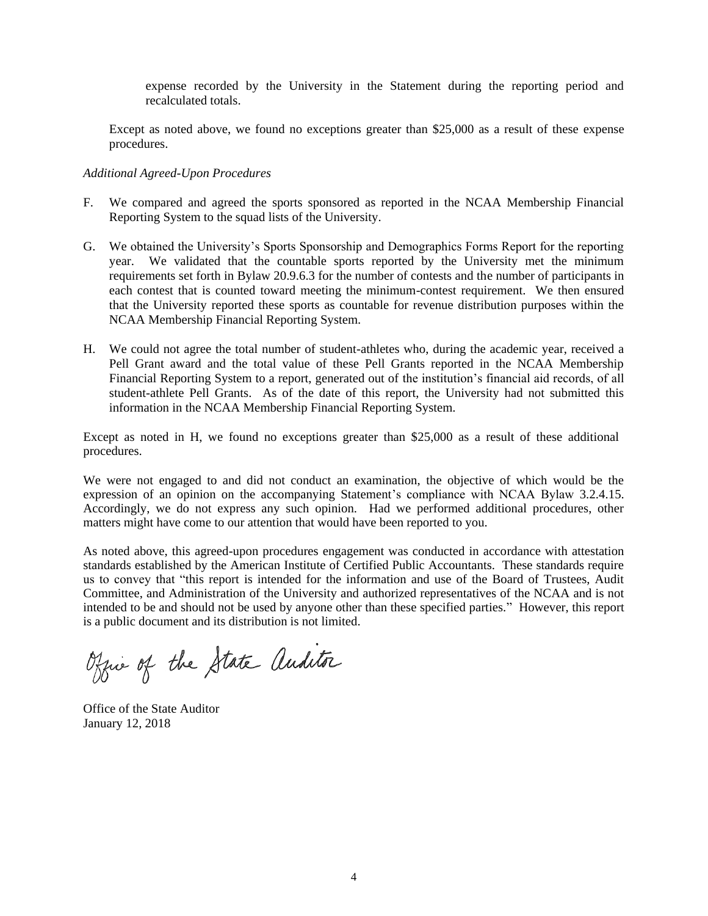expense recorded by the University in the Statement during the reporting period and recalculated totals.

Except as noted above, we found no exceptions greater than $25,000 as a result of these expense procedures.

*Additional Agreed-Upon Procedures*

F. We compared and agreed the sports sponsored as reported in the NCAA Membership Financial Reporting System to the squad lists of the University.

G. We obtained the University's Sports Sponsorship and Demographics Forms Report for the reporting year. We validated that the countable sports reported by the University met the minimum requirements set forth in Bylaw 20.9.6.3 for the number of contests and the number of participants in each contest that is counted toward meeting the minimum-contest requirement. We then ensured that the University reported these sports as countable for revenue distribution purposes within the NCAA Membership Financial Reporting System.

H. We could not agree the total number of student-athletes who, during the academic year, received a Pell Grant award and the total value of these Pell Grants reported in the NCAA Membership Financial Reporting System to a report, generated out of the institution's financial aid records, of all student-athlete Pell Grants. As of the date of this report, the University had not submitted this information in the NCAA Membership Financial Reporting System.

Except as noted in H, we found no exceptions greater than $25,000 as a result of these additional procedures.

We were not engaged to and did not conduct an examination, the objective of which would be the expression of an opinion on the accompanying Statement's compliance with NCAA Bylaw 3.2.4.15. Accordingly, we do not express any such opinion. Had we performed additional procedures, other matters might have come to our attention that would have been reported to you.

As noted above, this agreed-upon procedures engagement was conducted in accordance with attestation standards established by the American Institute of Certified Public Accountants. These standards require us to convey that "this report is intended for the information and use of the Board of Trustees, Audit Committee, and Administration of the University and authorized representatives of the NCAA and is not intended to be and should not be used by anyone other than these specified parties." However, this report is a public document and its distribution is not limited.

Office of the State Auditor

Office of the State Auditor
January 12, 2018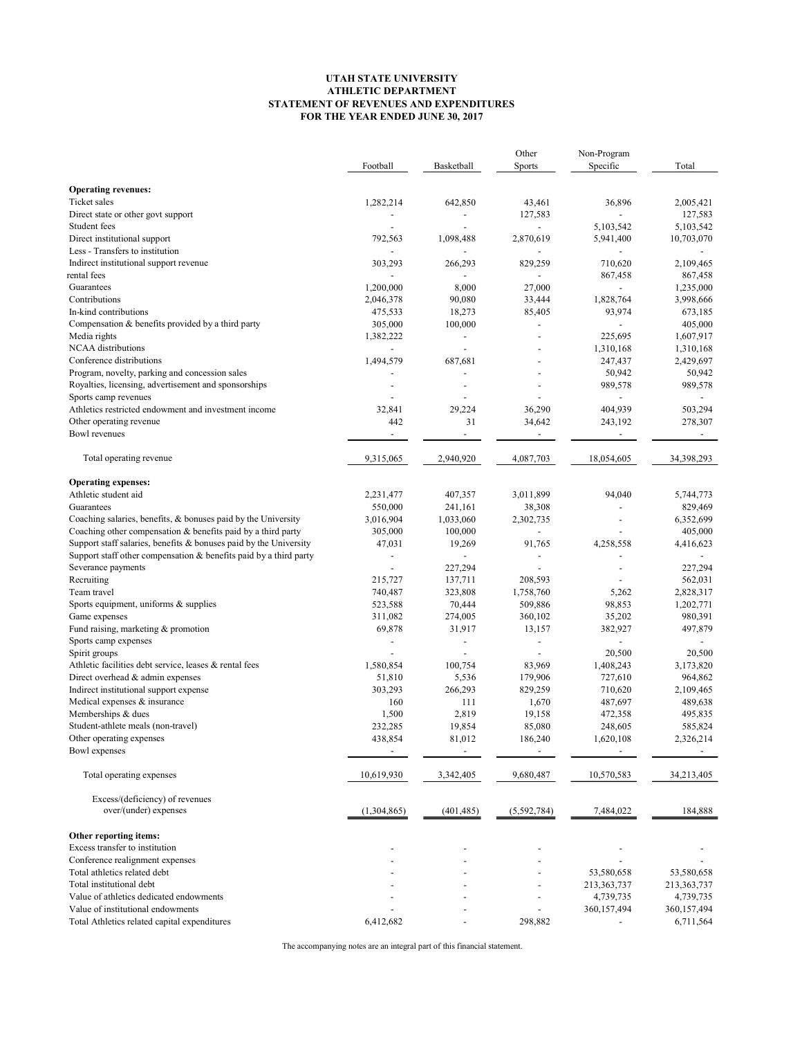**UTAH STATE UNIVERSITY**
**ATHLETIC DEPARTMENT**
**STATEMENT OF REVENUES AND EXPENDITURES**
**FOR THE YEAR ENDED JUNE 30, 2017**

| | Football | Basketball | Other Sports | Non-Program Specific | Total |
|---|---|---|---|---|---|
| **Operating revenues:** | | | | | |
| Ticket sales | 1,282,214 | 642,850 | 43,461 | 36,896 | 2,005,421 |
| Direct state or other govt support | - | - | 127,583 | - | 127,583 |
| Student fees | - | - | - | 5,103,542 | 5,103,542 |
| Direct institutional support | 792,563 | 1,098,488 | 2,870,619 | 5,941,400 | 10,703,070 |
| Less - Transfers to institution | - | - | - | - | - |
| Indirect institutional support revenue | 303,293 | 266,293 | 829,259 | 710,620 | 2,109,465 |
| rental fees | - | - | - | 867,458 | 867,458 |
| Guarantees | 1,200,000 | 8,000 | 27,000 | - | 1,235,000 |
| Contributions | 2,046,378 | 90,080 | 33,444 | 1,828,764 | 3,998,666 |
| In-kind contributions | 475,533 | 18,273 | 85,405 | 93,974 | 673,185 |
| Compensation & benefits provided by a third party | 305,000 | 100,000 | - | - | 405,000 |
| Media rights | 1,382,222 | - | - | 225,695 | 1,607,917 |
| NCAA distributions | - | - | - | 1,310,168 | 1,310,168 |
| Conference distributions | 1,494,579 | 687,681 | - | 247,437 | 2,429,697 |
| Program, novelty, parking and concession sales | - | - | - | 50,942 | 50,942 |
| Royalties, licensing, advertisement and sponsorships | - | - | - | 989,578 | 989,578 |
| Sports camp revenues | - | - | - | - | - |
| Athletics restricted endowment and investment income | 32,841 | 29,224 | 36,290 | 404,939 | 503,294 |
| Other operating revenue | 442 | 31 | 34,642 | 243,192 | 278,307 |
| Bowl revenues | - | - | - | - | - |
| Total operating revenue | 9,315,065 | 2,940,920 | 4,087,703 | 18,054,605 | 34,398,293 |
| **Operating expenses:** | | | | | |
| Athletic student aid | 2,231,477 | 407,357 | 3,011,899 | 94,040 | 5,744,773 |
| Guarantees | 550,000 | 241,161 | 38,308 | - | 829,469 |
| Coaching salaries, benefits, & bonuses paid by the University | 3,016,904 | 1,033,060 | 2,302,735 | - | 6,352,699 |
| Coaching other compensation & benefits paid by a third party | 305,000 | 100,000 | - | - | 405,000 |
| Support staff salaries, benefits & bonuses paid by the University | 47,031 | 19,269 | 91,765 | 4,258,558 | 4,416,623 |
| Support staff other compensation & benefits paid by a third party | - | - | - | - | - |
| Severance payments | - | 227,294 | - | - | 227,294 |
| Recruiting | 215,727 | 137,711 | 208,593 | - | 562,031 |
| Team travel | 740,487 | 323,808 | 1,758,760 | 5,262 | 2,828,317 |
| Sports equipment, uniforms & supplies | 523,588 | 70,444 | 509,886 | 98,853 | 1,202,771 |
| Game expenses | 311,082 | 274,005 | 360,102 | 35,202 | 980,391 |
| Fund raising, marketing & promotion | 69,878 | 31,917 | 13,157 | 382,927 | 497,879 |
| Sports camp expenses | - | - | - | - | - |
| Spirit groups | - | - | - | 20,500 | 20,500 |
| Athletic facilities debt service, leases & rental fees | 1,580,854 | 100,754 | 83,969 | 1,408,243 | 3,173,820 |
| Direct overhead & admin expenses | 51,810 | 5,536 | 179,906 | 727,610 | 964,862 |
| Indirect institutional support expense | 303,293 | 266,293 | 829,259 | 710,620 | 2,109,465 |
| Medical expenses & insurance | 160 | 111 | 1,670 | 487,697 | 489,638 |
| Memberships & dues | 1,500 | 2,819 | 19,158 | 472,358 | 495,835 |
| Student-athlete meals (non-travel) | 232,285 | 19,854 | 85,080 | 248,605 | 585,824 |
| Other operating expenses | 438,854 | 81,012 | 186,240 | 1,620,108 | 2,326,214 |
| Bowl expenses | - | - | - | - | - |
| Total operating expenses | 10,619,930 | 3,342,405 | 9,680,487 | 10,570,583 | 34,213,405 |
| Excess/(deficiency) of revenues over/(under) expenses | (1,304,865) | (401,485) | (5,592,784) | 7,484,022 | 184,888 |
| **Other reporting items:** | | | | | |
| Excess transfer to institution | - | - | - | - | - |
| Conference realignment expenses | - | - | - | - | - |
| Total athletics related debt | - | - | - | 53,580,658 | 53,580,658 |
| Total institutional debt | - | - | - | 213,363,737 | 213,363,737 |
| Value of athletics dedicated endowments | - | - | - | 4,739,735 | 4,739,735 |
| Value of institutional endowments | - | - | - | 360,157,494 | 360,157,494 |
| Total Athletics related capital expenditures | 6,412,682 | - | 298,882 | - | 6,711,564 |

The accompanying notes are an integral part of this financial statement.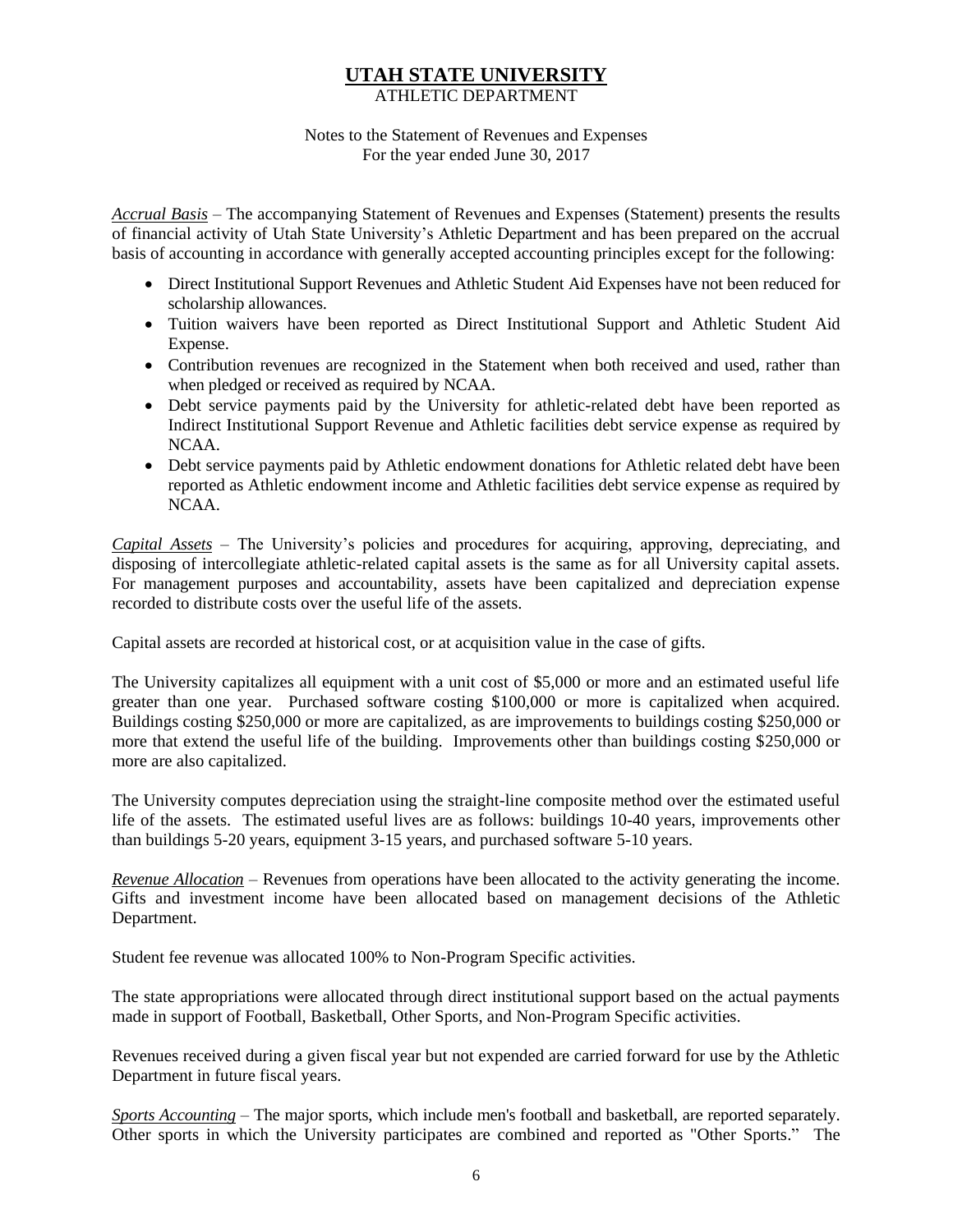# UTAH STATE UNIVERSITY

ATHLETIC DEPARTMENT

Notes to the Statement of Revenues and Expenses
For the year ended June 30, 2017

*Accrual Basis* – The accompanying Statement of Revenues and Expenses (Statement) presents the results of financial activity of Utah State University's Athletic Department and has been prepared on the accrual basis of accounting in accordance with generally accepted accounting principles except for the following:

- Direct Institutional Support Revenues and Athletic Student Aid Expenses have not been reduced for scholarship allowances.
- Tuition waivers have been reported as Direct Institutional Support and Athletic Student Aid Expense.
- Contribution revenues are recognized in the Statement when both received and used, rather than when pledged or received as required by NCAA.
- Debt service payments paid by the University for athletic-related debt have been reported as Indirect Institutional Support Revenue and Athletic facilities debt service expense as required by NCAA.
- Debt service payments paid by Athletic endowment donations for Athletic related debt have been reported as Athletic endowment income and Athletic facilities debt service expense as required by NCAA.

*Capital Assets* – The University's policies and procedures for acquiring, approving, depreciating, and disposing of intercollegiate athletic-related capital assets is the same as for all University capital assets. For management purposes and accountability, assets have been capitalized and depreciation expense recorded to distribute costs over the useful life of the assets.

Capital assets are recorded at historical cost, or at acquisition value in the case of gifts.

The University capitalizes all equipment with a unit cost of $5,000 or more and an estimated useful life greater than one year. Purchased software costing $100,000 or more is capitalized when acquired. Buildings costing $250,000 or more are capitalized, as are improvements to buildings costing $250,000 or more that extend the useful life of the building. Improvements other than buildings costing $250,000 or more are also capitalized.

The University computes depreciation using the straight-line composite method over the estimated useful life of the assets. The estimated useful lives are as follows: buildings 10-40 years, improvements other than buildings 5-20 years, equipment 3-15 years, and purchased software 5-10 years.

*Revenue Allocation* – Revenues from operations have been allocated to the activity generating the income. Gifts and investment income have been allocated based on management decisions of the Athletic Department.

Student fee revenue was allocated 100% to Non-Program Specific activities.

The state appropriations were allocated through direct institutional support based on the actual payments made in support of Football, Basketball, Other Sports, and Non-Program Specific activities.

Revenues received during a given fiscal year but not expended are carried forward for use by the Athletic Department in future fiscal years.

*Sports Accounting* – The major sports, which include men's football and basketball, are reported separately. Other sports in which the University participates are combined and reported as "Other Sports." The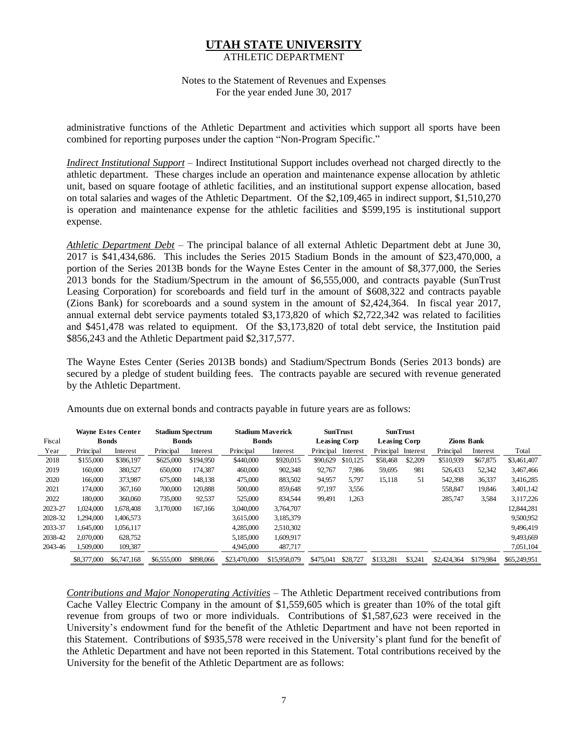# UTAH STATE UNIVERSITY
ATHLETIC DEPARTMENT

Notes to the Statement of Revenues and Expenses
For the year ended June 30, 2017

administrative functions of the Athletic Department and activities which support all sports have been combined for reporting purposes under the caption "Non-Program Specific."

*Indirect Institutional Support* – Indirect Institutional Support includes overhead not charged directly to the athletic department. These charges include an operation and maintenance expense allocation by athletic unit, based on square footage of athletic facilities, and an institutional support expense allocation, based on total salaries and wages of the Athletic Department. Of the $2,109,465 in indirect support, $1,510,270 is operation and maintenance expense for the athletic facilities and $599,195 is institutional support expense.

*Athletic Department Debt* – The principal balance of all external Athletic Department debt at June 30, 2017 is $41,434,686. This includes the Series 2015 Stadium Bonds in the amount of $23,470,000, a portion of the Series 2013B bonds for the Wayne Estes Center in the amount of $8,377,000, the Series 2013 bonds for the Stadium/Spectrum in the amount of $6,555,000, and contracts payable (SunTrust Leasing Corporation) for scoreboards and field turf in the amount of $608,322 and contracts payable (Zions Bank) for scoreboards and a sound system in the amount of $2,424,364. In fiscal year 2017, annual external debt service payments totaled $3,173,820 of which $2,722,342 was related to facilities and $451,478 was related to equipment. Of the $3,173,820 of total debt service, the Institution paid $856,243 and the Athletic Department paid $2,317,577.

The Wayne Estes Center (Series 2013B bonds) and Stadium/Spectrum Bonds (Series 2013 bonds) are secured by a pledge of student building fees. The contracts payable are secured with revenue generated by the Athletic Department.

Amounts due on external bonds and contracts payable in future years are as follows:

| Fiscal | Wayne Estes Center Bonds | | Stadium Spectrum Bonds | | Stadium Maverick Bonds | | SunTrust Leasing Corp | | SunTrust Leasing Corp | | Zions Bank | | |
|---|---|---|---|---|---|---|---|---|---|---|---|---|---|
| Year | Principal | Interest | Principal | Interest | Principal | Interest | Principal | Interest | Principal | Interest | Principal | Interest | Total |
| 2018 | $155,000 | $386,197 | $625,000 | $194,950 | $440,000 | $920,015 | $90,629 | $10,125 | $58,468 | $2,209 | $510,939 | $67,875 | $3,461,407 |
| 2019 | 160,000 | 380,527 | 650,000 | 174,387 | 460,000 | 902,348 | 92,767 | 7,986 | 59,695 | 981 | 526,433 | 52,342 | 3,467,466 |
| 2020 | 166,000 | 373,987 | 675,000 | 148,138 | 475,000 | 883,502 | 94,957 | 5,797 | 15,118 | 51 | 542,398 | 36,337 | 3,416,285 |
| 2021 | 174,000 | 367,160 | 700,000 | 120,888 | 500,000 | 859,648 | 97,197 | 3,556 | | | 558,847 | 19,846 | 3,401,142 |
| 2022 | 180,000 | 360,060 | 735,000 | 92,537 | 525,000 | 834,544 | 99,491 | 1,263 | | | 285,747 | 3,584 | 3,117,226 |
| 2023-27 | 1,024,000 | 1,678,408 | 3,170,000 | 167,166 | 3,040,000 | 3,764,707 | | | | | | | 12,844,281 |
| 2028-32 | 1,294,000 | 1,406,573 | | | 3,615,000 | 3,185,379 | | | | | | | 9,500,952 |
| 2033-37 | 1,645,000 | 1,056,117 | | | 4,285,000 | 2,510,302 | | | | | | | 9,496,419 |
| 2038-42 | 2,070,000 | 628,752 | | | 5,185,000 | 1,609,917 | | | | | | | 9,493,669 |
| 2043-46 | 1,509,000 | 109,387 | | | 4,945,000 | 487,717 | | | | | | | 7,051,104 |
| | $8,377,000 | $6,747,168 | $6,555,000 | $898,066 | $23,470,000 | $15,958,079 | $475,041 | $28,727 | $133,281 | $3,241 | $2,424,364 | $179,984 | $65,249,951 |

*Contributions and Major Nonoperating Activities* – The Athletic Department received contributions from Cache Valley Electric Company in the amount of $1,559,605 which is greater than 10% of the total gift revenue from groups of two or more individuals. Contributions of $1,587,623 were received in the University's endowment fund for the benefit of the Athletic Department and have not been reported in this Statement. Contributions of $935,578 were received in the University's plant fund for the benefit of the Athletic Department and have not been reported in this Statement. Total contributions received by the University for the benefit of the Athletic Department are as follows: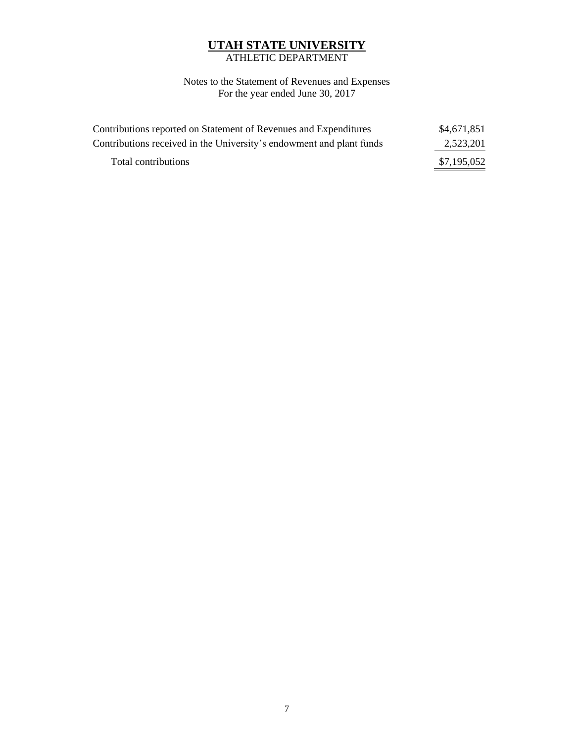# UTAH STATE UNIVERSITY

ATHLETIC DEPARTMENT

Notes to the Statement of Revenues and Expenses
For the year ended June 30, 2017

| | |
|---|---|
| Contributions reported on Statement of Revenues and Expenditures | $4,671,851 |
| Contributions received in the University's endowment and plant funds | 2,523,201 |
| Total contributions | $7,195,052 |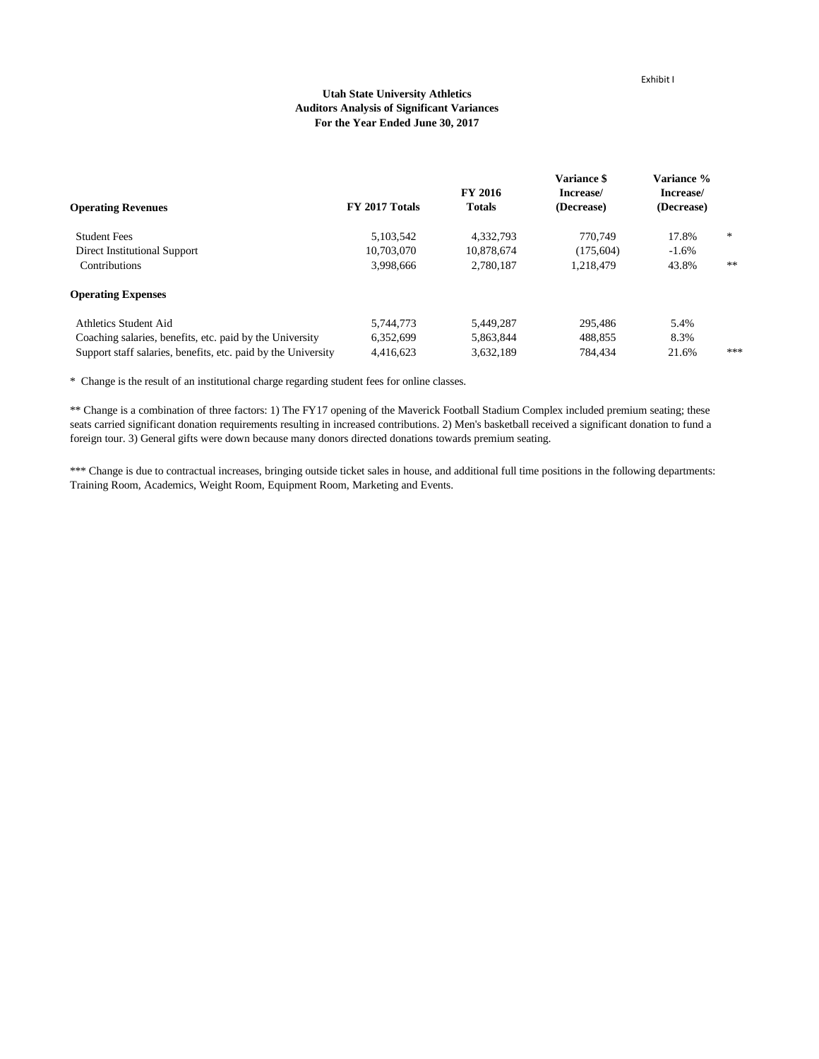Exhibit I

**Utah State University Athletics**
**Auditors Analysis of Significant Variances**
**For the Year Ended June 30, 2017**

| **Operating Revenues** | **FY 2017 Totals** | **FY 2016 Totals** | **Variance $ Increase/ (Decrease)** | **Variance % Increase/ (Decrease)** | |
|---|---|---|---|---|---|
| Student Fees | 5,103,542 | 4,332,793 | 770,749 | 17.8% | * |
| Direct Institutional Support | 10,703,070 | 10,878,674 | (175,604) | -1.6% | |
| Contributions | 3,998,666 | 2,780,187 | 1,218,479 | 43.8% | ** |
| **Operating Expenses** | | | | | |
| Athletics Student Aid | 5,744,773 | 5,449,287 | 295,486 | 5.4% | |
| Coaching salaries, benefits, etc. paid by the University | 6,352,699 | 5,863,844 | 488,855 | 8.3% | |
| Support staff salaries, benefits, etc. paid by the University | 4,416,623 | 3,632,189 | 784,434 | 21.6% | *** |

* Change is the result of an institutional charge regarding student fees for online classes.

** Change is a combination of three factors: 1) The FY17 opening of the Maverick Football Stadium Complex included premium seating; these seats carried significant donation requirements resulting in increased contributions. 2) Men's basketball received a significant donation to fund a foreign tour. 3) General gifts were down because many donors directed donations towards premium seating.

*** Change is due to contractual increases, bringing outside ticket sales in house, and additional full time positions in the following departments: Training Room, Academics, Weight Room, Equipment Room, Marketing and Events.